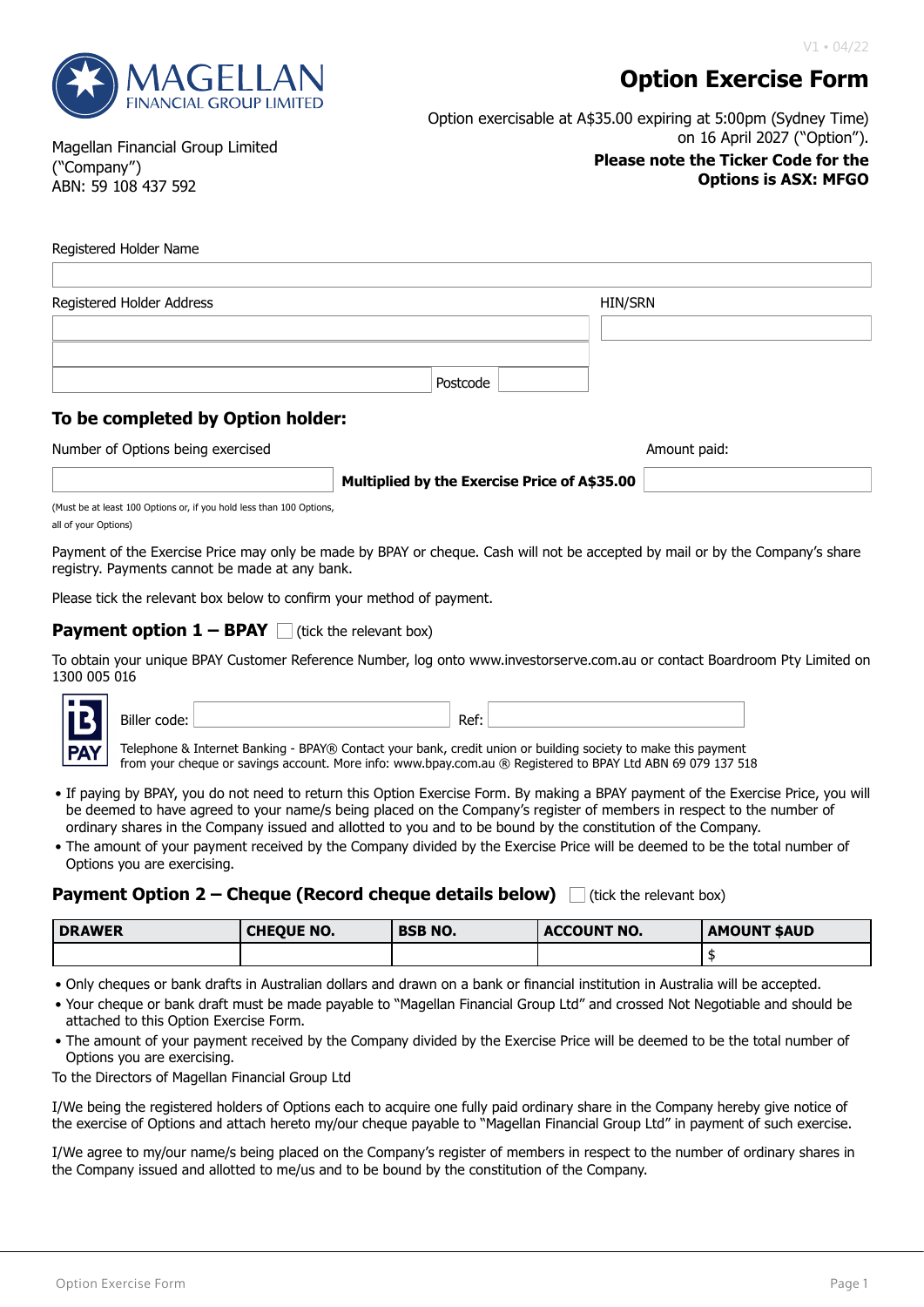V1 • 04/22

MAGELLAN FINANCIAL GROUP LIMITED

# Option Exercise Form

Magellan Financial Group Limited
("Company")
ABN: 59 108 437 592

Option exercisable at A$35.00 expiring at 5:00pm (Sydney Time) on 16 April 2027 ("Option").

**Please note the Ticker Code for the Options is ASX: MFGO**

Registered Holder Name

Registered Holder Address

HIN/SRN

Postcode

## To be completed by Option holder:

Number of Options being exercised

**Multiplied by the Exercise Price of A$35.00**

Amount paid:

(Must be at least 100 Options or, if you hold less than 100 Options, all of your Options)

Payment of the Exercise Price may only be made by BPAY or cheque. Cash will not be accepted by mail or by the Company's share registry. Payments cannot be made at any bank.

Please tick the relevant box below to confirm your method of payment.

### Payment option 1 – BPAY ☐ (tick the relevant box)

To obtain your unique BPAY Customer Reference Number, log onto www.investorserve.com.au or contact Boardroom Pty Limited on 1300 005 016

Biller code:

Ref:

Telephone & Internet Banking - BPAY® Contact your bank, credit union or building society to make this payment from your cheque or savings account. More info: www.bpay.com.au ® Registered to BPAY Ltd ABN 69 079 137 518

- If paying by BPAY, you do not need to return this Option Exercise Form. By making a BPAY payment of the Exercise Price, you will be deemed to have agreed to your name/s being placed on the Company's register of members in respect to the number of ordinary shares in the Company issued and allotted to you and to be bound by the constitution of the Company.
- The amount of your payment received by the Company divided by the Exercise Price will be deemed to be the total number of Options you are exercising.

### Payment Option 2 – Cheque (Record cheque details below) ☐ (tick the relevant box)

| DRAWER | CHEQUE NO. | BSB NO. | ACCOUNT NO. | AMOUNT $AUD |
|---|---|---|---|---|
| | | | | $ |

- Only cheques or bank drafts in Australian dollars and drawn on a bank or financial institution in Australia will be accepted.
- Your cheque or bank draft must be made payable to "Magellan Financial Group Ltd" and crossed Not Negotiable and should be attached to this Option Exercise Form.
- The amount of your payment received by the Company divided by the Exercise Price will be deemed to be the total number of Options you are exercising.

To the Directors of Magellan Financial Group Ltd

I/We being the registered holders of Options each to acquire one fully paid ordinary share in the Company hereby give notice of the exercise of Options and attach hereto my/our cheque payable to "Magellan Financial Group Ltd" in payment of such exercise.

I/We agree to my/our name/s being placed on the Company's register of members in respect to the number of ordinary shares in the Company issued and allotted to me/us and to be bound by the constitution of the Company.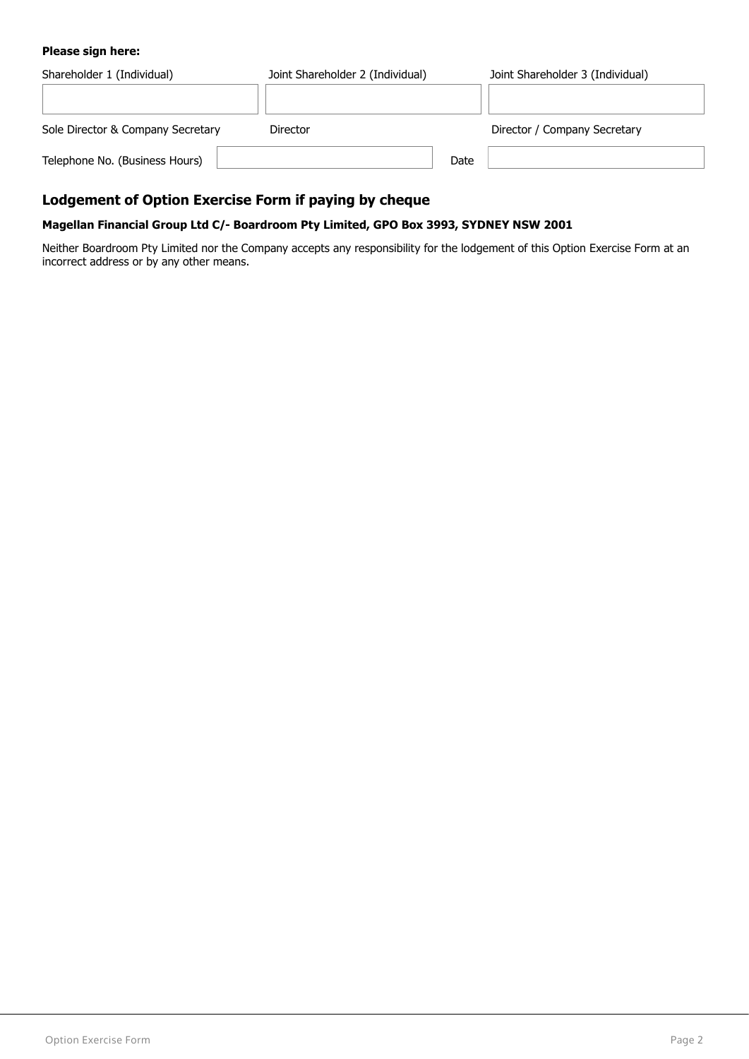**Please sign here:**

| Shareholder 1 (Individual) | Joint Shareholder 2 (Individual) | Joint Shareholder 3 (Individual) |
|---|---|---|
| | | |
| Sole Director & Company Secretary | Director | Director / Company Secretary |

Telephone No. (Business Hours) | | Date | |

## Lodgement of Option Exercise Form if paying by cheque

**Magellan Financial Group Ltd C/- Boardroom Pty Limited, GPO Box 3993, SYDNEY NSW 2001**

Neither Boardroom Pty Limited nor the Company accepts any responsibility for the lodgement of this Option Exercise Form at an incorrect address or by any other means.